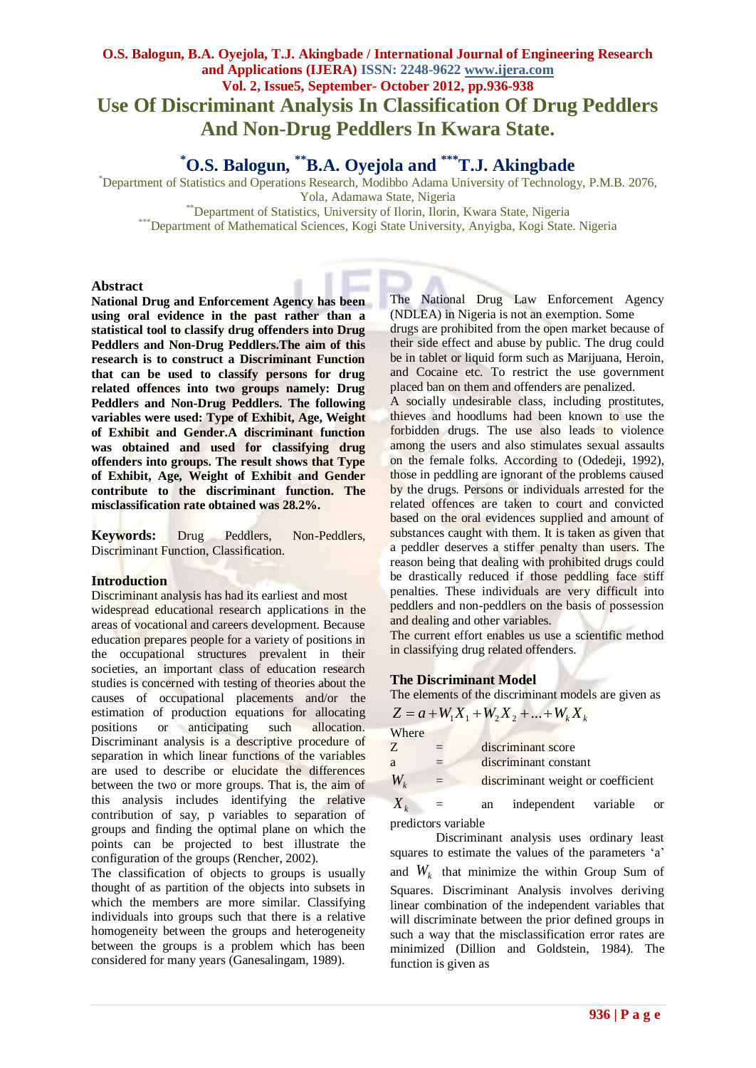# Use Of Discriminant Analysis In Classification Of Drug Peddlers And Non-Drug Peddlers In Kwara State.

## [*]O.S. Balogun, [**]B.A. Oyejola and [***]T.J. Akingbade

[*]Department of Statistics and Operations Research, Modibbo Adama University of Technology, P.M.B. 2076, Yola, Adamawa State, Nigeria

[**]Department of Statistics, University of Ilorin, Ilorin, Kwara State, Nigeria

[***]Department of Mathematical Sciences, Kogi State University, Anyigba, Kogi State. Nigeria

### Abstract

**National Drug and Enforcement Agency has been using oral evidence in the past rather than a statistical tool to classify drug offenders into Drug Peddlers and Non-Drug Peddlers. The aim of this research is to construct a Discriminant Function that can be used to classify persons for drug related offences into two groups namely: Drug Peddlers and Non-Drug Peddlers. The following variables were used: Type of Exhibit, Age, Weight of Exhibit and Gender. A discriminant function was obtained and used for classifying drug offenders into groups. The result shows that Type of Exhibit, Age, Weight of Exhibit and Gender contribute to the discriminant function. The misclassification rate obtained was 28.2%.**

**Keywords:** Drug Peddlers, Non-Peddlers, Discriminant Function, Classification.

### Introduction

Discriminant analysis has had its earliest and most widespread educational research applications in the areas of vocational and careers development. Because education prepares people for a variety of positions in the occupational structures prevalent in their societies, an important class of education research studies is concerned with testing of theories about the causes of occupational placements and/or the estimation of production equations for allocating positions or anticipating such allocation. Discriminant analysis is a descriptive procedure of separation in which linear functions of the variables are used to describe or elucidate the differences between the two or more groups. That is, the aim of this analysis includes identifying the relative contribution of say, p variables to separation of groups and finding the optimal plane on which the points can be projected to best illustrate the configuration of the groups (Rencher, 2002).

The classification of objects to groups is usually thought of as partition of the objects into subsets in which the members are more similar. Classifying individuals into groups such that there is a relative homogeneity between the groups and heterogeneity between the groups is a problem which has been considered for many years (Ganesalingam, 1989).

The National Drug Law Enforcement Agency (NDLEA) in Nigeria is not an exemption. Some drugs are prohibited from the open market because of their side effect and abuse by public. The drug could be in tablet or liquid form such as Marijuana, Heroin, and Cocaine etc. To restrict the use government placed ban on them and offenders are penalized.

A socially undesirable class, including prostitutes, thieves and hoodlums had been known to use the forbidden drugs. The use also leads to violence among the users and also stimulates sexual assaults on the female folks. According to (Odedeji, 1992), those in peddling are ignorant of the problems caused by the drugs. Persons or individuals arrested for the related offences are taken to court and convicted based on the oral evidences supplied and amount of substances caught with them. It is taken as given that a peddler deserves a stiffer penalty than users. The reason being that dealing with prohibited drugs could be drastically reduced if those peddling face stiff penalties. These individuals are very difficult into peddlers and non-peddlers on the basis of possession and dealing and other variables.

The current effort enables us use a scientific method in classifying drug related offenders.

### The Discriminant Model

The elements of the discriminant models are given as

$$Z = a + W_1 X_1 + W_2 X_2 + \ldots + W_k X_k$$

Where

| | | |
|---|---|---|
| Z | = | discriminant score |
| a | = | discriminant constant |
| $W_k$ | = | discriminant weight or coefficient |
| $X_k$ | = | an independent variable or predictors variable |

Discriminant analysis uses ordinary least squares to estimate the values of the parameters 'a' and $W_k$ that minimize the within Group Sum of Squares. Discriminant Analysis involves deriving linear combination of the independent variables that will discriminate between the prior defined groups in such a way that the misclassification error rates are minimized (Dillion and Goldstein, 1984). The function is given as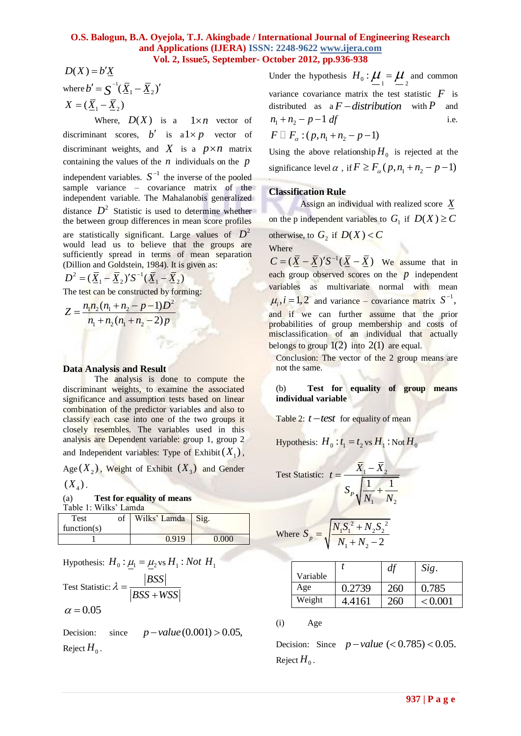$D(X) = b'\underline{X}$

where $b' = S^{-1}(\underline{\bar{X}}_1 - \underline{\bar{X}}_2)'$

$X = (\underline{\bar{X}}_1 - \underline{\bar{X}}_2)$

Where, $D(X)$ is a $1 \times n$ vector of discriminant scores, $b'$ is a $1 \times p$ vector of discriminant weights, and $X$ is a $p \times n$ matrix containing the values of the $n$ individuals on the $p$ independent variables. $S^{-1}$ the inverse of the pooled sample variance – covariance matrix of the independent variable. The Mahalanobis generalized distance $D^2$ Statistic is used to determine whether the between group differences in mean score profiles are statistically significant. Large values of $D^2$ would lead us to believe that the groups are sufficiently spread in terms of mean separation (Dillion and Goldstein, 1984). It is given as:

$$D^2 = (\underline{\bar{X}}_1 - \underline{\bar{X}}_2)'S^{-1}(\underline{\bar{X}}_1 - \underline{\bar{X}}_2)$$

The test can be constructed by forming:

$$Z = \frac{n_1 n_2 (n_1 + n_2 - p - 1) D^2}{n_1 + n_2 (n_1 + n_2 - 2) p}$$

Under the hypothesis $H_0 : \underline{\mu}_1 = \underline{\mu}_2$ and common variance covariance matrix the test statistic $F$ is distributed as a $F-distribution$ with $P$ and $n_1 + n_2 - p - 1 \; df$ i.e.

$F \sim F_\alpha : (p, n_1 + n_2 - p - 1)$

Using the above relationship $H_0$ is rejected at the significance level $\alpha$, if $F \geq F_\alpha(p, n_1 + n_2 - p - 1)$.

## Classification Rule

Assign an individual with realized score $\underline{X}$ on the p independent variables to $G_1$ if $D(X) \geq C$ otherwise, to $G_2$ if $D(X) < C$

Where

$C = (\underline{\bar{X}} - \underline{\bar{X}})'S^{-1}(\underline{\bar{X}} - \underline{\bar{X}})$ We assume that in each group observed scores on the $p$ independent variables as multivariate normal with mean $\mu_i, i = 1, 2$ and variance – covariance matrix $S^{-1}$, and if we can further assume that the prior probabilities of group membership and costs of misclassification of an individual that actually belongs to group $1(2)$ into $2(1)$ are equal.

## Data Analysis and Result

The analysis is done to compute the discriminant weights, to examine the associated significance and assumption tests based on linear combination of the predictor variables and also to classify each case into one of the two groups it closely resembles. The variables used in this analysis are Dependent variable: group 1, group 2 and Independent variables: Type of Exhibit $(X_1)$, Age $(X_2)$, Weight of Exhibit $(X_3)$ and Gender $(X_4)$.

(a) **Test for equality of means**

Table 1: Wilks' Lamda

| Test of function(s) | Wilks' Lamda | Sig. |
|---|---|---|
| 1 | 0.919 | 0.000 |

Hypothesis: $H_0 : \underline{\mu}_1 = \underline{\mu}_2$ vs $H_1 : Not \; H_1$

Test Statistic: $\lambda = \dfrac{|BSS|}{|BSS + WSS|}$

$\alpha = 0.05$

Decision: since $p-value(0.001) > 0.05$, Reject $H_0$.

Conclusion: The vector of the 2 group means are not the same.

(b) **Test for equality of group means individual variable**

Table 2: $t-test$ for equality of mean

Hypothesis: $H_0 : t_1 = t_2$ vs $H_1$ : Not $H_0$

Test Statistic: $t = \dfrac{\bar{X}_1 - \bar{X}_2}{S_P \sqrt{\dfrac{1}{N_1} + \dfrac{1}{N_2}}}$

Where $S_p = \sqrt{\dfrac{N_1 S_1^2 + N_2 S_2^2}{N_1 + N_2 - 2}}$

| Variable | $t$ | $df$ | $Sig.$ |
|---|---|---|---|
| Age | 0.2739 | 260 | 0.785 |
| Weight | 4.4161 | 260 | $< 0.001$ |

(i) Age

Decision: Since $p-value \; (< 0.785) < 0.05$. Reject $H_0$.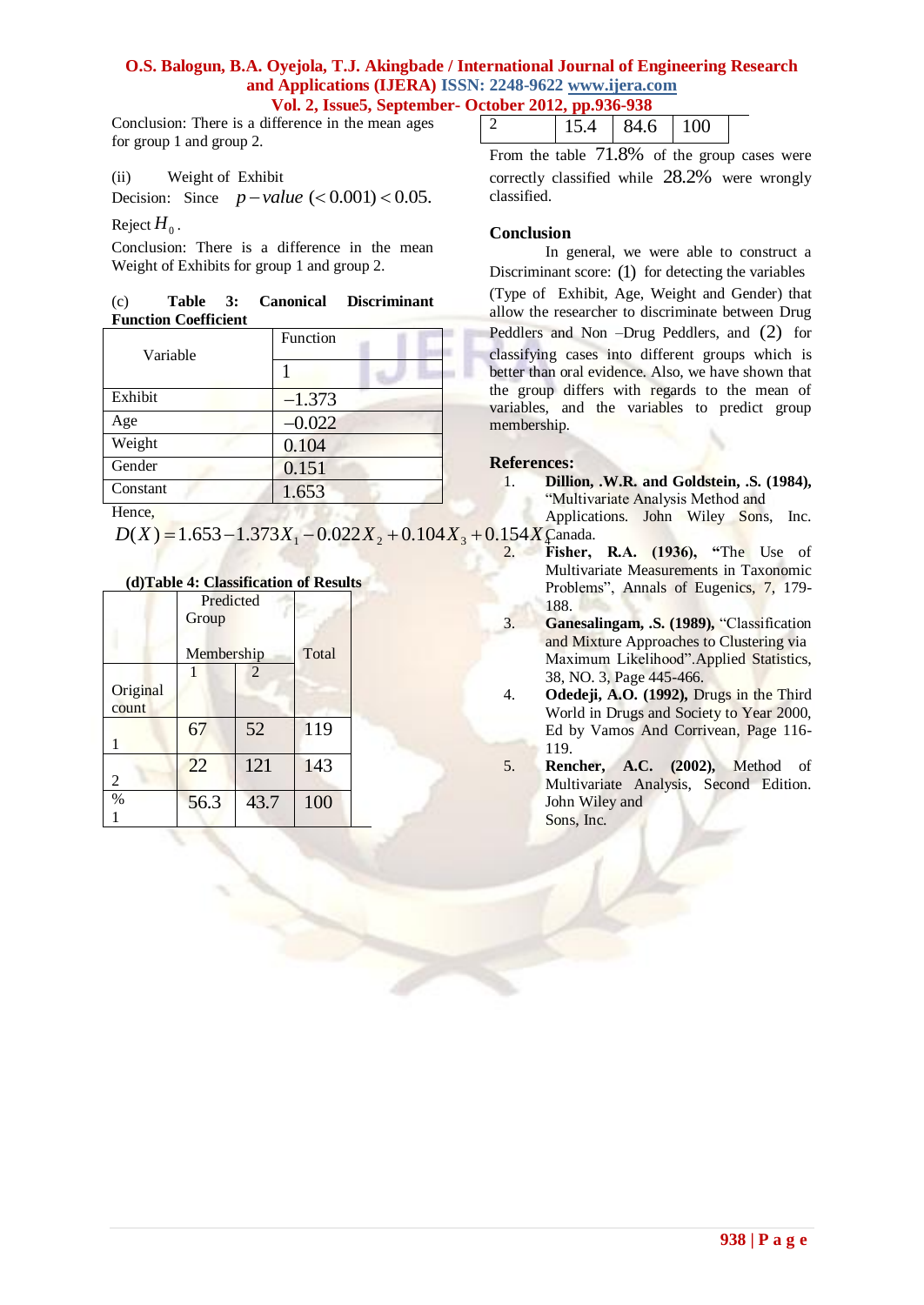Conclusion: There is a difference in the mean ages for group 1 and group 2.

(ii) Weight of Exhibit

Decision: Since $p-value\ (<0.001)<0.05.$

Reject $H_0$.

Conclusion: There is a difference in the mean Weight of Exhibits for group 1 and group 2.

(c) **Table 3: Canonical Discriminant Function Coefficient**

| Variable | Function |
|---|---|
| | 1 |
| Exhibit | −1.373 |
| Age | −0.022 |
| Weight | 0.104 |
| Gender | 0.151 |
| Constant | 1.653 |

Hence,

$$D(X)=1.653-1.373X_1-0.022X_2+0.104X_3+0.154X_4$$

**(d)Table 4: Classification of Results**

| | Predicted Group Membership | | Total |
|---|---|---|---|
| Original count | 1 | 2 | |
| 1 | 67 | 52 | 119 |
| 2 | 22 | 121 | 143 |
| % 1 | 56.3 | 43.7 | 100 |
| 2 | 15.4 | 84.6 | 100 |

From the table 71.8% of the group cases were correctly classified while 28.2% were wrongly classified.

## Conclusion

In general, we were able to construct a Discriminant score: (1) for detecting the variables (Type of Exhibit, Age, Weight and Gender) that allow the researcher to discriminate between Drug Peddlers and Non –Drug Peddlers, and (2) for classifying cases into different groups which is better than oral evidence. Also, we have shown that the group differs with regards to the mean of variables, and the variables to predict group membership.

## References:

1. **Dillion, .W.R. and Goldstein, .S. (1984),** "Multivariate Analysis Method and Applications. John Wiley Sons, Inc. Canada.
2. **Fisher, R.A. (1936), "**The Use of Multivariate Measurements in Taxonomic Problems", Annals of Eugenics, 7, 179-188.
3. **Ganesalingam, .S. (1989),** "Classification and Mixture Approaches to Clustering via Maximum Likelihood".Applied Statistics, 38, NO. 3, Page 445-466.
4. **Odedeji, A.O. (1992),** Drugs in the Third World in Drugs and Society to Year 2000, Ed by Vamos And Corrivean, Page 116-119.
5. **Rencher, A.C. (2002),** Method of Multivariate Analysis, Second Edition. John Wiley and Sons, Inc.